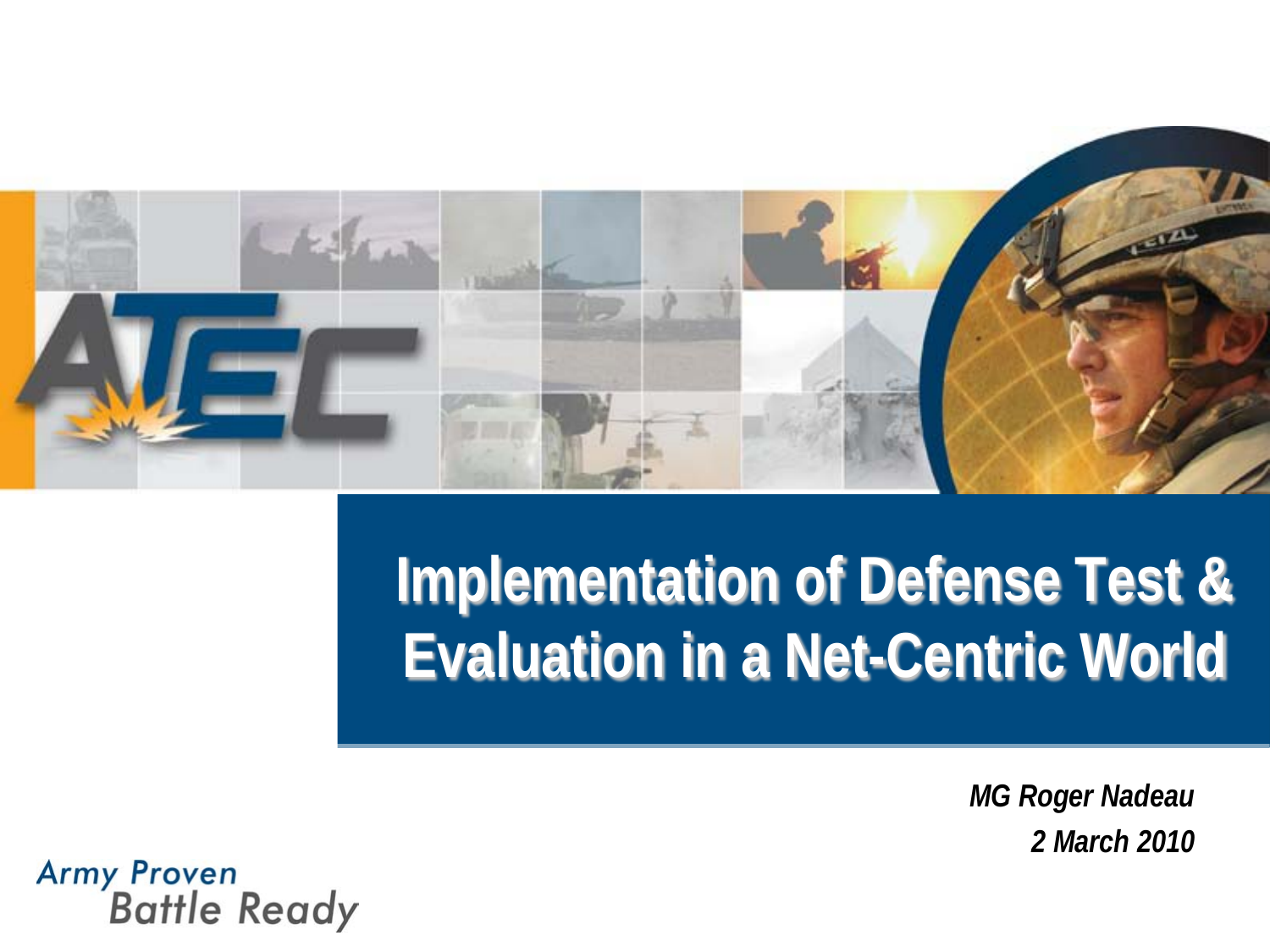# Implementation of Defense Test & Evaluation in a Net-Centric World

*MG Roger Nadeau*
*2 March 2010*

Army Proven
Battle Ready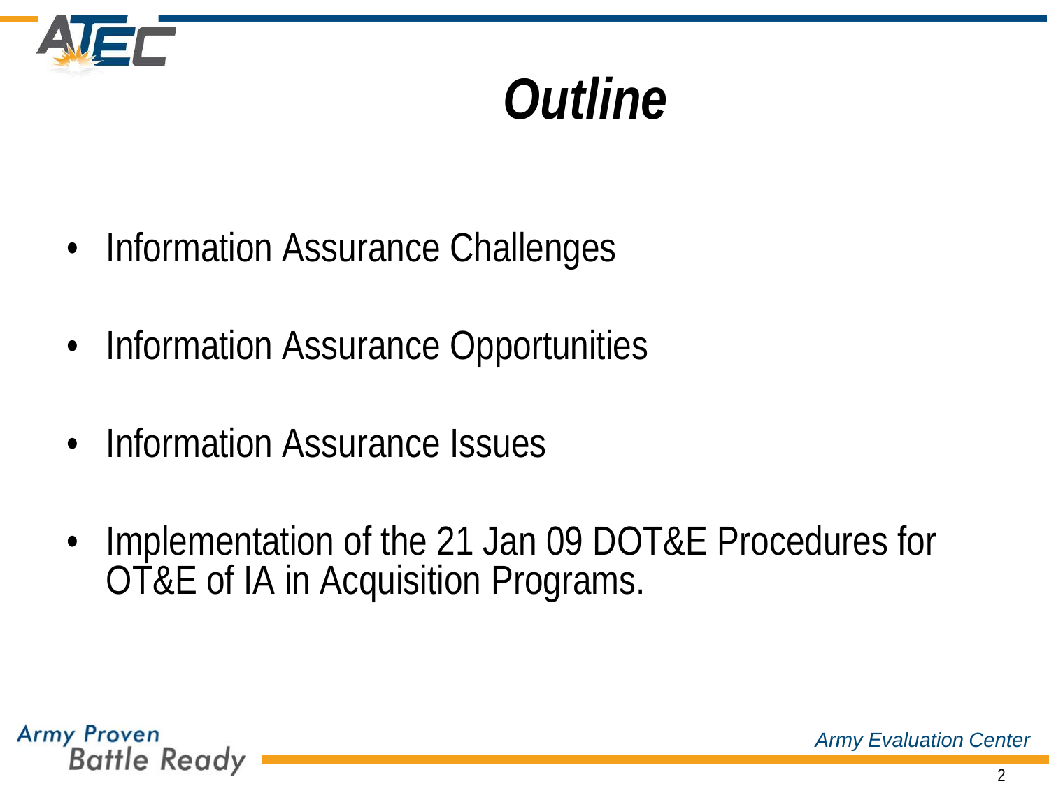# *Outline*

- Information Assurance Challenges
- Information Assurance Opportunities
- Information Assurance Issues
- Implementation of the 21 Jan 09 DOT&E Procedures for OT&E of IA in Acquisition Programs.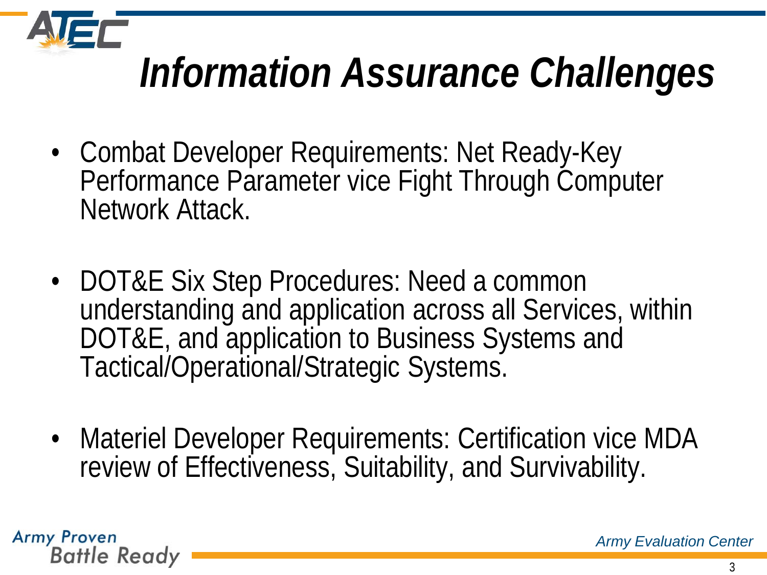# Information Assurance Challenges

- Combat Developer Requirements: Net Ready-Key Performance Parameter vice Fight Through Computer Network Attack.
- DOT&E Six Step Procedures: Need a common understanding and application across all Services, within DOT&E, and application to Business Systems and Tactical/Operational/Strategic Systems.
- Materiel Developer Requirements: Certification vice MDA review of Effectiveness, Suitability, and Survivability.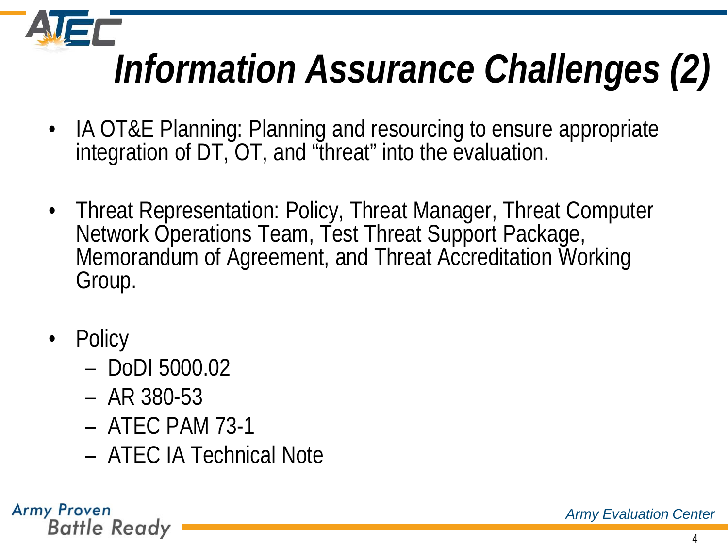# Information Assurance Challenges (2)

- IA OT&E Planning: Planning and resourcing to ensure appropriate integration of DT, OT, and "threat" into the evaluation.

- Threat Representation: Policy, Threat Manager, Threat Computer Network Operations Team, Test Threat Support Package, Memorandum of Agreement, and Threat Accreditation Working Group.

- Policy
  - DoDI 5000.02
  - AR 380-53
  - ATEC PAM 73-1
  - ATEC IA Technical Note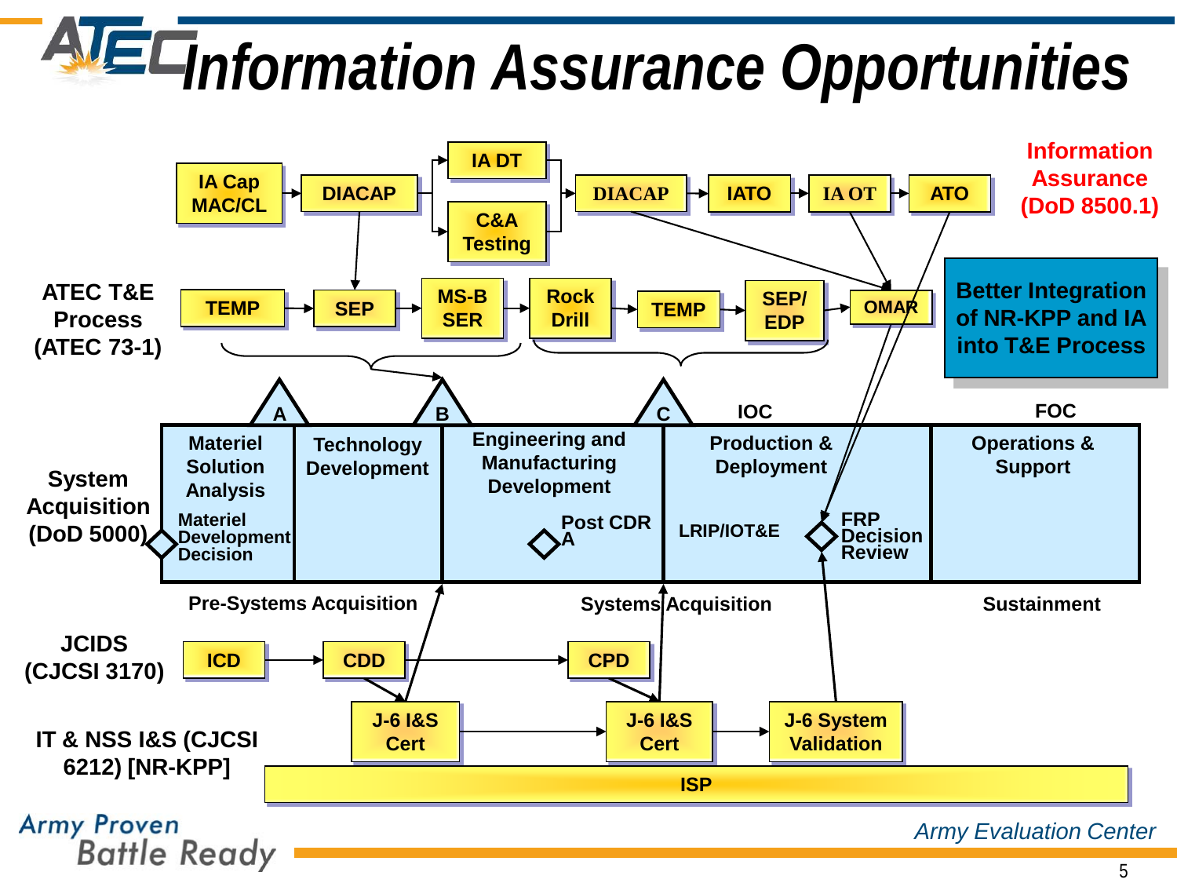# Information Assurance Opportunities

**Information Assurance (DoD 8500.1)**

IA Cap MAC/CL → DIACAP → IA DT / C&A Testing → DIACAP → IATO → IA OT → ATO

**ATEC T&E Process (ATEC 73-1)**

TEMP → SEP → MS-B SER → Rock Drill → TEMP → SEP/ EDP → OMAR

**Better Integration of NR-KPP and IA into T&E Process**

**System Acquisition (DoD 5000)**

Milestones: A, B, C, IOC, FOC

| Materiel Solution Analysis | Technology Development | Engineering and Manufacturing Development | Production & Deployment | Operations & Support |
|---|---|---|---|---|
| Materiel Development Decision | | Post CDR A | LRIP/IOT&E; FRP Decision Review | |

Pre-Systems Acquisition — Systems Acquisition — Sustainment

**JCIDS (CJCSI 3170)**

ICD → CDD → CPD

**IT & NSS I&S (CJCSI 6212) [NR-KPP]**

J-6 I&S Cert → J-6 I&S Cert → J-6 System Validation

ISP

Army Proven Battle Ready

Army Evaluation Center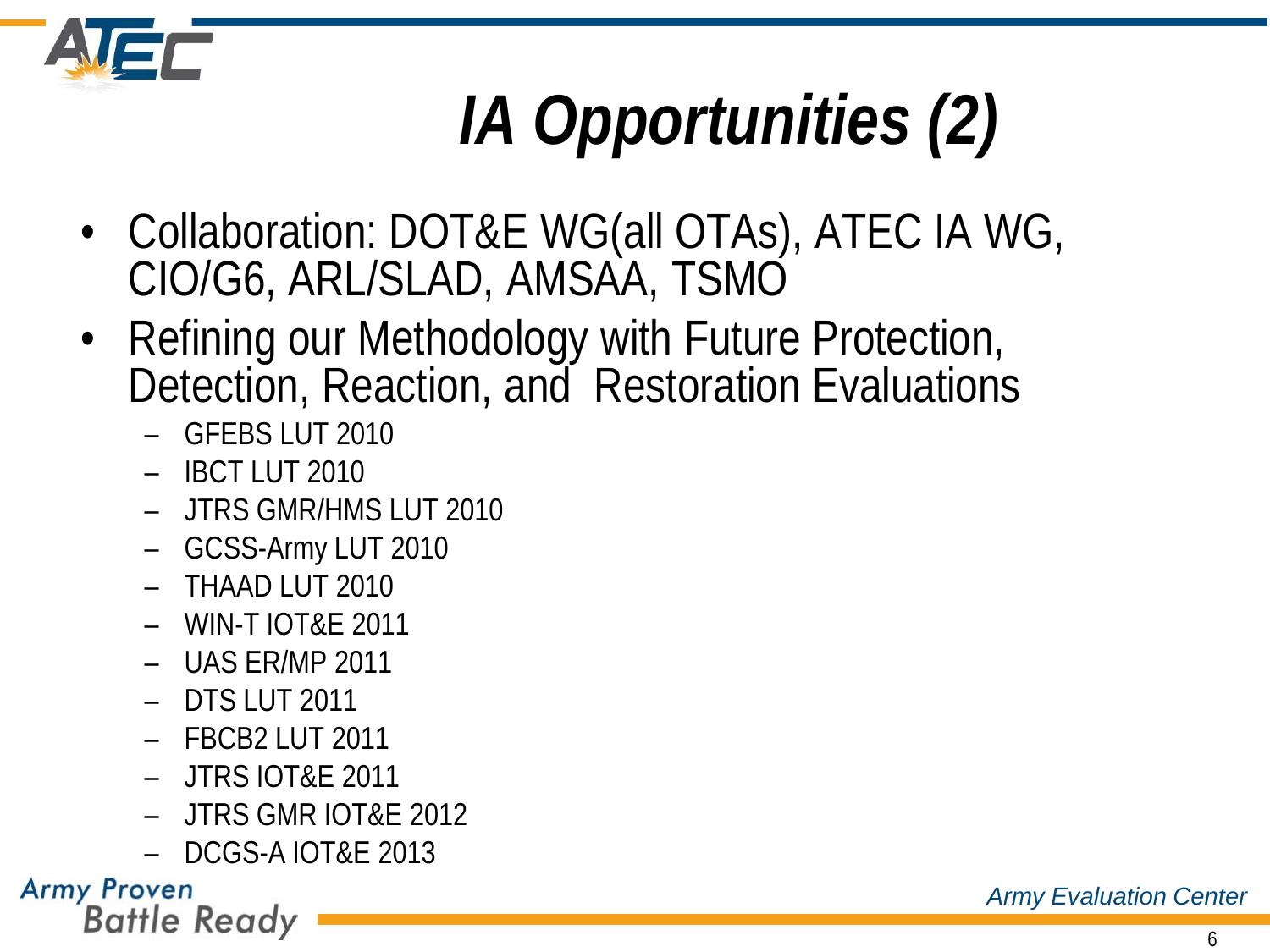# IA Opportunities (2)

- Collaboration: DOT&E WG(all OTAs), ATEC IA WG, CIO/G6, ARL/SLAD, AMSAA, TSMO
- Refining our Methodology with Future Protection, Detection, Reaction, and Restoration Evaluations
  - GFEBS LUT 2010
  - IBCT LUT 2010
  - JTRS GMR/HMS LUT 2010
  - GCSS-Army LUT 2010
  - THAAD LUT 2010
  - WIN-T IOT&E 2011
  - UAS ER/MP 2011
  - DTS LUT 2011
  - FBCB2 LUT 2011
  - JTRS IOT&E 2011
  - JTRS GMR IOT&E 2012
  - DCGS-A IOT&E 2013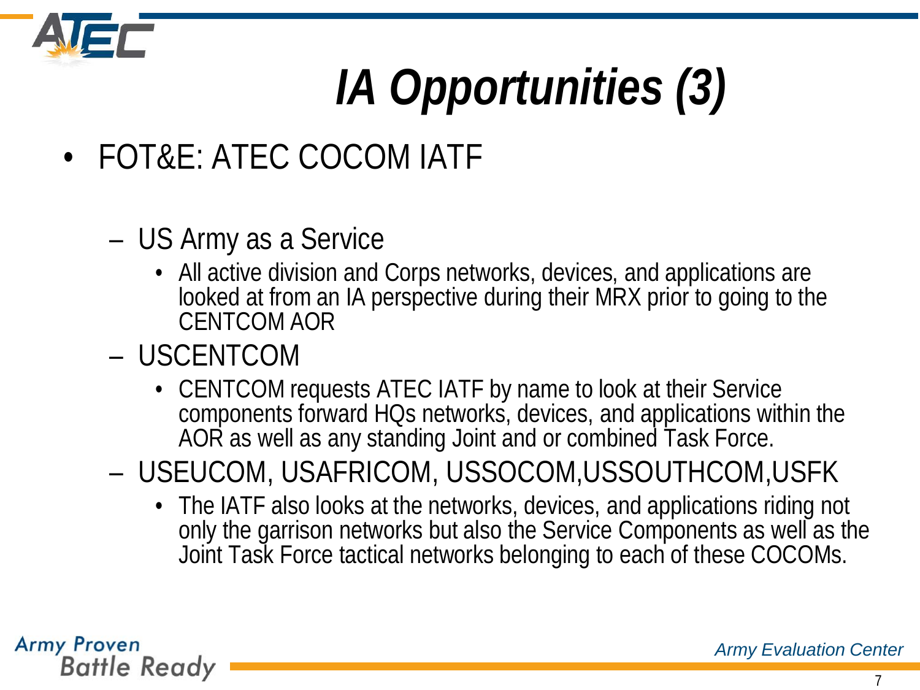# *IA Opportunities (3)*

- FOT&E: ATEC COCOM IATF
  - US Army as a Service
    - All active division and Corps networks, devices, and applications are looked at from an IA perspective during their MRX prior to going to the CENTCOM AOR
  - USCENTCOM
    - CENTCOM requests ATEC IATF by name to look at their Service components forward HQs networks, devices, and applications within the AOR as well as any standing Joint and or combined Task Force.
  - USEUCOM, USAFRICOM, USSOCOM,USSOUTHCOM,USFK
    - The IATF also looks at the networks, devices, and applications riding not only the garrison networks but also the Service Components as well as the Joint Task Force tactical networks belonging to each of these COCOMs.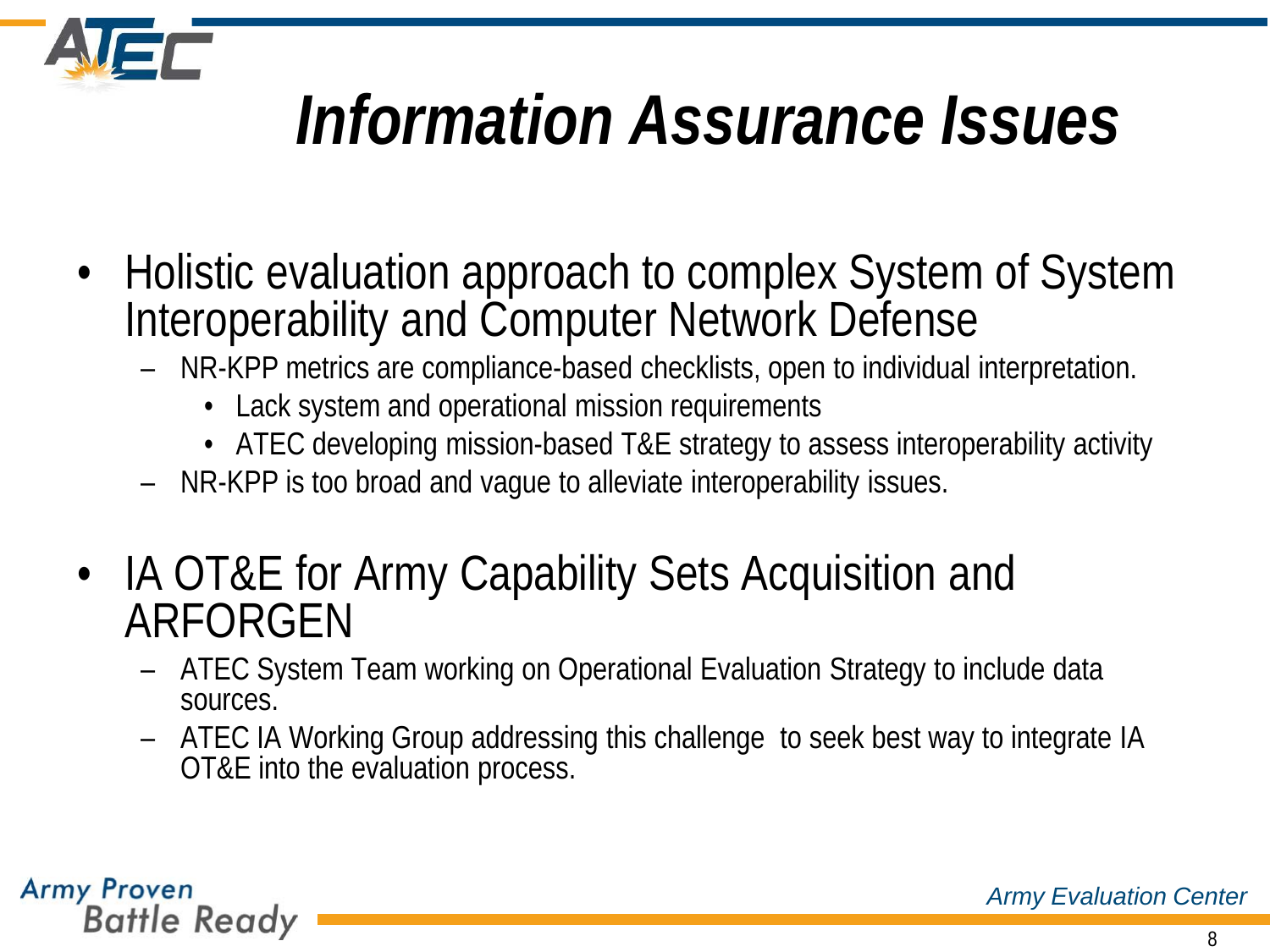# Information Assurance Issues

- Holistic evaluation approach to complex System of System Interoperability and Computer Network Defense
  - NR-KPP metrics are compliance-based checklists, open to individual interpretation.
    - Lack system and operational mission requirements
    - ATEC developing mission-based T&E strategy to assess interoperability activity
  - NR-KPP is too broad and vague to alleviate interoperability issues.
- IA OT&E for Army Capability Sets Acquisition and ARFORGEN
  - ATEC System Team working on Operational Evaluation Strategy to include data sources.
  - ATEC IA Working Group addressing this challenge to seek best way to integrate IA OT&E into the evaluation process.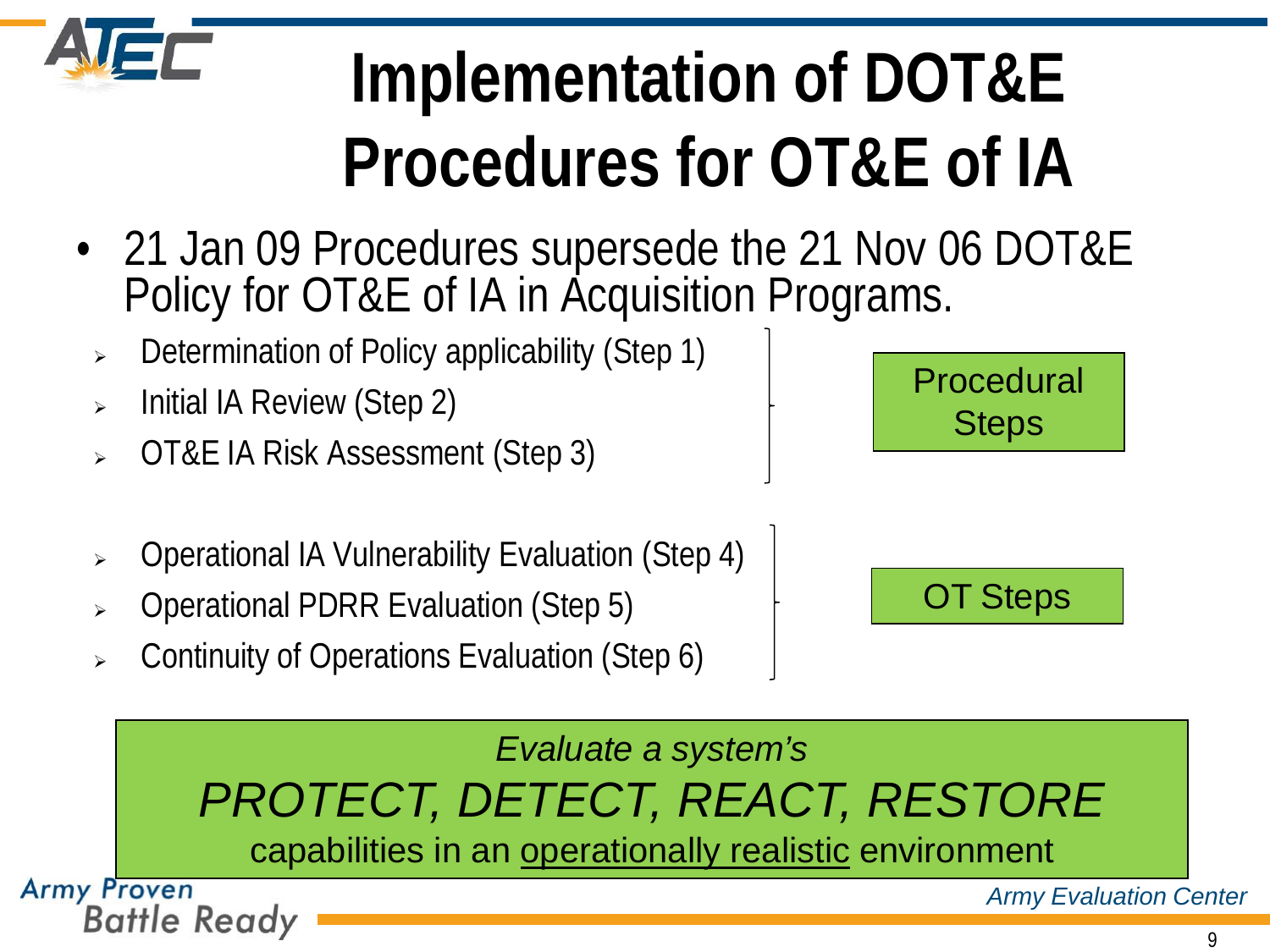# Implementation of DOT&E Procedures for OT&E of IA

- 21 Jan 09 Procedures supersede the 21 Nov 06 DOT&E Policy for OT&E of IA in Acquisition Programs.
  - Determination of Policy applicability (Step 1)
  - Initial IA Review (Step 2)
  - OT&E IA Risk Assessment (Step 3)

  **Procedural Steps**

  - Operational IA Vulnerability Evaluation (Step 4)
  - Operational PDRR Evaluation (Step 5)
  - Continuity of Operations Evaluation (Step 6)

  **OT Steps**

*Evaluate a system's*

*PROTECT, DETECT, REACT, RESTORE*

capabilities in an operationally realistic environment

Army Proven Battle Ready

*Army Evaluation Center*